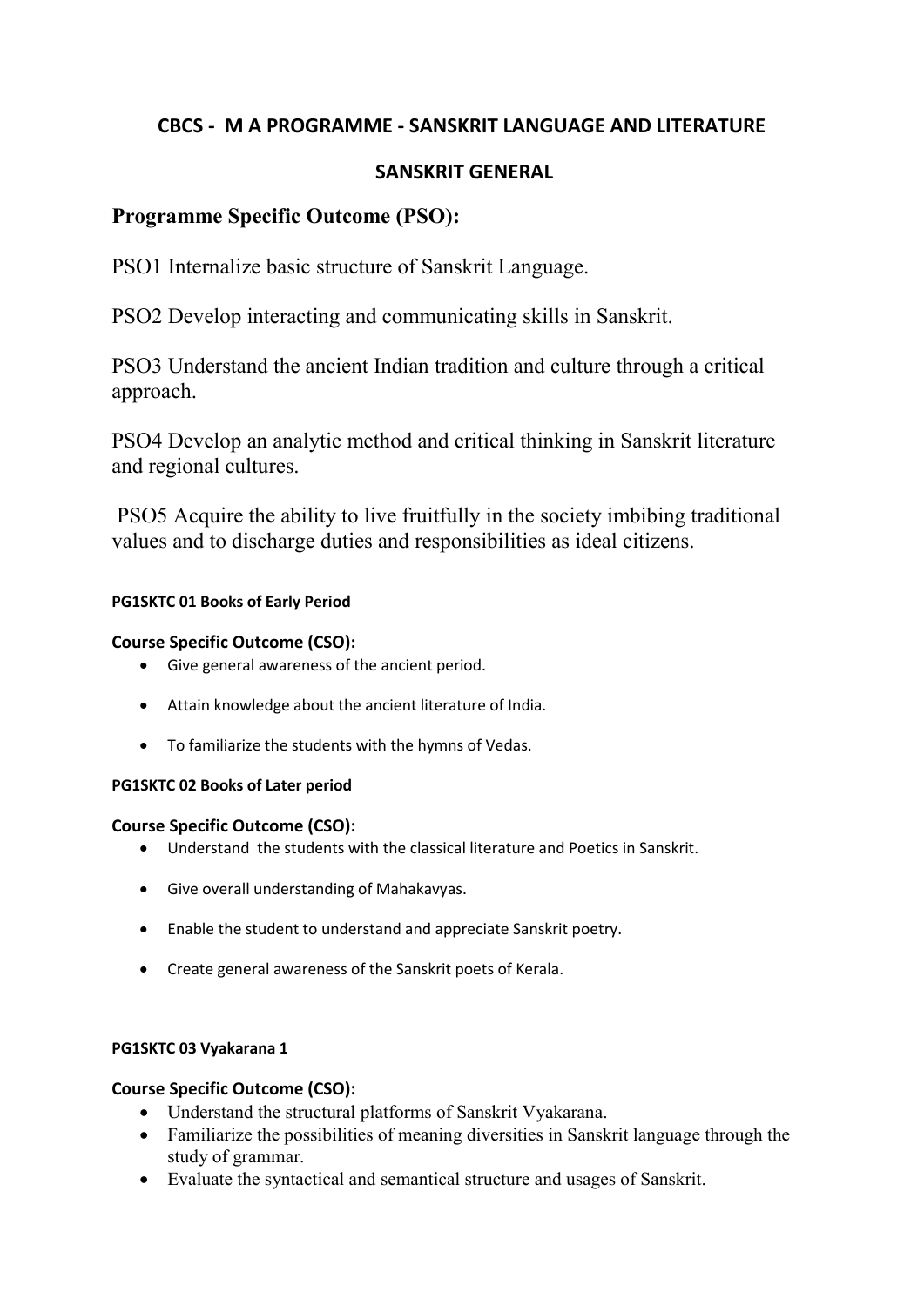# CBCS - M A PROGRAMME - SANSKRIT LANGUAGE AND LITERATURE

## SANSKRIT GENERAL

## Programme Specific Outcome (PSO):

PSO1 Internalize basic structure of Sanskrit Language.

PSO2 Develop interacting and communicating skills in Sanskrit.

PSO3 Understand the ancient Indian tradition and culture through a critical approach.

PSO4 Develop an analytic method and critical thinking in Sanskrit literature and regional cultures.

PSO5 Acquire the ability to live fruitfully in the society imbibing traditional values and to discharge duties and responsibilities as ideal citizens.

#### PG1SKTC 01 Books of Early Period

**Course Specific Outcome (CSO):**

- Give general awareness of the ancient period.
- Attain knowledge about the ancient literature of India.
- To familiarize the students with the hymns of Vedas.

#### PG1SKTC 02 Books of Later period

**Course Specific Outcome (CSO):**

- Understand the students with the classical literature and Poetics in Sanskrit.
- Give overall understanding of Mahakavyas.
- Enable the student to understand and appreciate Sanskrit poetry.
- Create general awareness of the Sanskrit poets of Kerala.

#### PG1SKTC 03 Vyakarana 1

**Course Specific Outcome (CSO):**

- Understand the structural platforms of Sanskrit Vyakarana.
- Familiarize the possibilities of meaning diversities in Sanskrit language through the study of grammar.
- Evaluate the syntactical and semantical structure and usages of Sanskrit.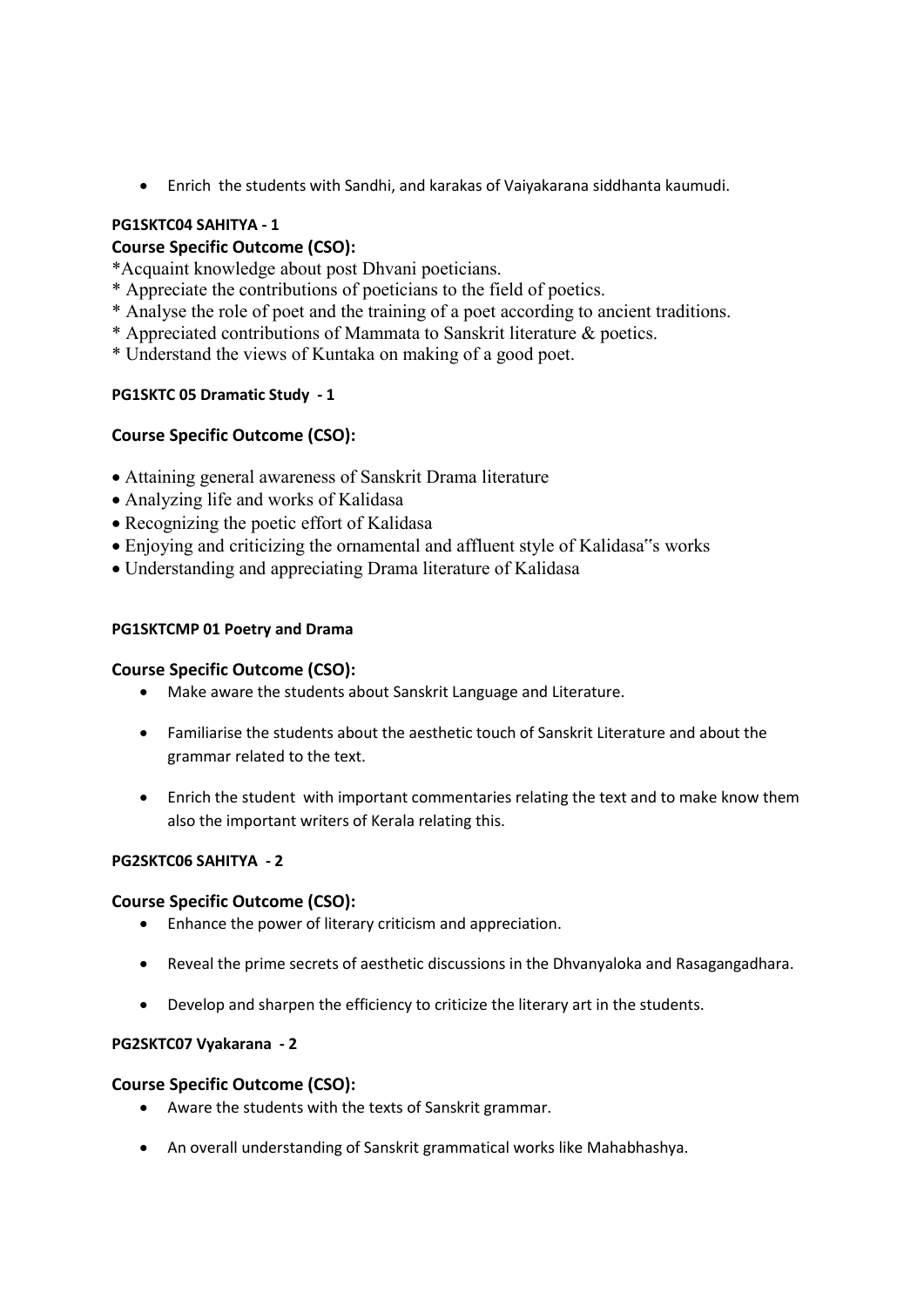- Enrich the students with Sandhi, and karakas of Vaiyakarana siddhanta kaumudi.

**PG1SKTC04 SAHITYA - 1**

**Course Specific Outcome (CSO):**

*Acquaint knowledge about post Dhvani poeticians.
* Appreciate the contributions of poeticians to the field of poetics.
* Analyse the role of poet and the training of a poet according to ancient traditions.
* Appreciated contributions of Mammata to Sanskrit literature & poetics.
* Understand the views of Kuntaka on making of a good poet.

**PG1SKTC 05 Dramatic Study - 1**

**Course Specific Outcome (CSO):**

- Attaining general awareness of Sanskrit Drama literature
- Analyzing life and works of Kalidasa
- Recognizing the poetic effort of Kalidasa
- Enjoying and criticizing the ornamental and affluent style of Kalidasa"s works
- Understanding and appreciating Drama literature of Kalidasa

**PG1SKTCMP 01 Poetry and Drama**

**Course Specific Outcome (CSO):**

- Make aware the students about Sanskrit Language and Literature.
- Familiarise the students about the aesthetic touch of Sanskrit Literature and about the grammar related to the text.
- Enrich the student with important commentaries relating the text and to make know them also the important writers of Kerala relating this.

**PG2SKTC06 SAHITYA - 2**

**Course Specific Outcome (CSO):**

- Enhance the power of literary criticism and appreciation.
- Reveal the prime secrets of aesthetic discussions in the Dhvanyaloka and Rasagangadhara.
- Develop and sharpen the efficiency to criticize the literary art in the students.

**PG2SKTC07 Vyakarana - 2**

**Course Specific Outcome (CSO):**

- Aware the students with the texts of Sanskrit grammar.
- An overall understanding of Sanskrit grammatical works like Mahabhashya.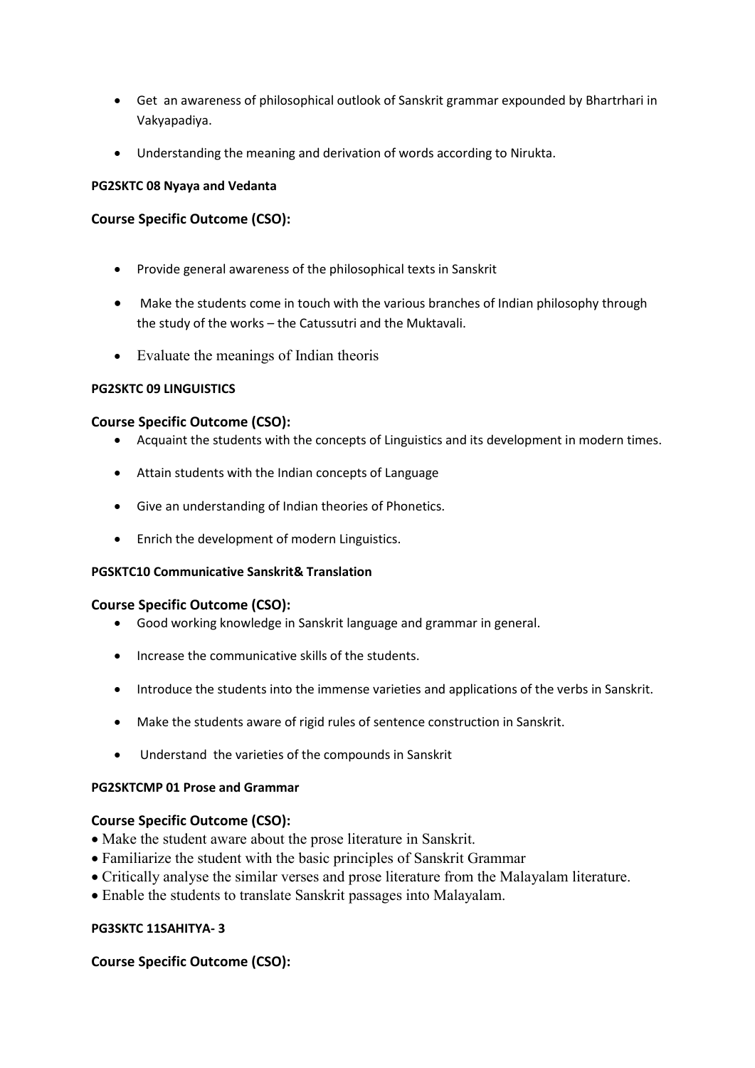- Get an awareness of philosophical outlook of Sanskrit grammar expounded by Bhartrhari in Vakyapadiya.
- Understanding the meaning and derivation of words according to Nirukta.

**PG2SKTC 08 Nyaya and Vedanta**

### Course Specific Outcome (CSO):

- Provide general awareness of the philosophical texts in Sanskrit
- Make the students come in touch with the various branches of Indian philosophy through the study of the works – the Catussutri and the Muktavali.
- Evaluate the meanings of Indian theoris

**PG2SKTC 09 LINGUISTICS**

### Course Specific Outcome (CSO):

- Acquaint the students with the concepts of Linguistics and its development in modern times.
- Attain students with the Indian concepts of Language
- Give an understanding of Indian theories of Phonetics.
- Enrich the development of modern Linguistics.

**PGSKTC10 Communicative Sanskrit& Translation**

### Course Specific Outcome (CSO):

- Good working knowledge in Sanskrit language and grammar in general.
- Increase the communicative skills of the students.
- Introduce the students into the immense varieties and applications of the verbs in Sanskrit.
- Make the students aware of rigid rules of sentence construction in Sanskrit.
- Understand the varieties of the compounds in Sanskrit

**PG2SKTCMP 01 Prose and Grammar**

### Course Specific Outcome (CSO):

- Make the student aware about the prose literature in Sanskrit.
- Familiarize the student with the basic principles of Sanskrit Grammar
- Critically analyse the similar verses and prose literature from the Malayalam literature.
- Enable the students to translate Sanskrit passages into Malayalam.

**PG3SKTC 11SAHITYA- 3**

### Course Specific Outcome (CSO):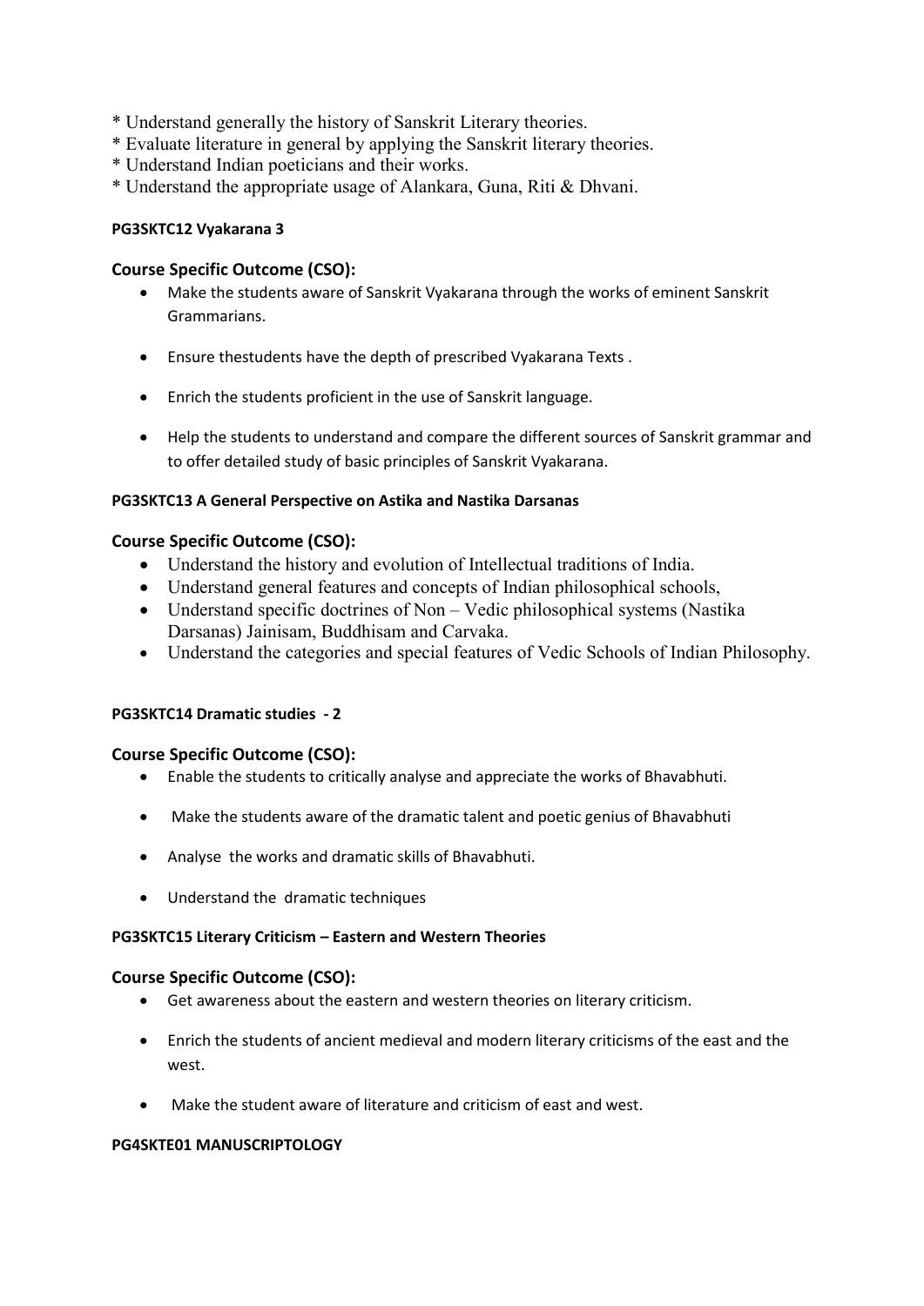* Understand generally the history of Sanskrit Literary theories.
* Evaluate literature in general by applying the Sanskrit literary theories.
* Understand Indian poeticians and their works.
* Understand the appropriate usage of Alankara, Guna, Riti & Dhvani.

**PG3SKTC12 Vyakarana 3**

### Course Specific Outcome (CSO):

- Make the students aware of Sanskrit Vyakarana through the works of eminent Sanskrit Grammarians.
- Ensure thestudents have the depth of prescribed Vyakarana Texts .
- Enrich the students proficient in the use of Sanskrit language.
- Help the students to understand and compare the different sources of Sanskrit grammar and to offer detailed study of basic principles of Sanskrit Vyakarana.

**PG3SKTC13 A General Perspective on Astika and Nastika Darsanas**

### Course Specific Outcome (CSO):

- Understand the history and evolution of Intellectual traditions of India.
- Understand general features and concepts of Indian philosophical schools,
- Understand specific doctrines of Non – Vedic philosophical systems (Nastika Darsanas) Jainisam, Buddhisam and Carvaka.
- Understand the categories and special features of Vedic Schools of Indian Philosophy.

**PG3SKTC14 Dramatic studies - 2**

### Course Specific Outcome (CSO):

- Enable the students to critically analyse and appreciate the works of Bhavabhuti.
- Make the students aware of the dramatic talent and poetic genius of Bhavabhuti
- Analyse the works and dramatic skills of Bhavabhuti.
- Understand the dramatic techniques

**PG3SKTC15 Literary Criticism – Eastern and Western Theories**

### Course Specific Outcome (CSO):

- Get awareness about the eastern and western theories on literary criticism.
- Enrich the students of ancient medieval and modern literary criticisms of the east and the west.
- Make the student aware of literature and criticism of east and west.

**PG4SKTE01 MANUSCRIPTOLOGY**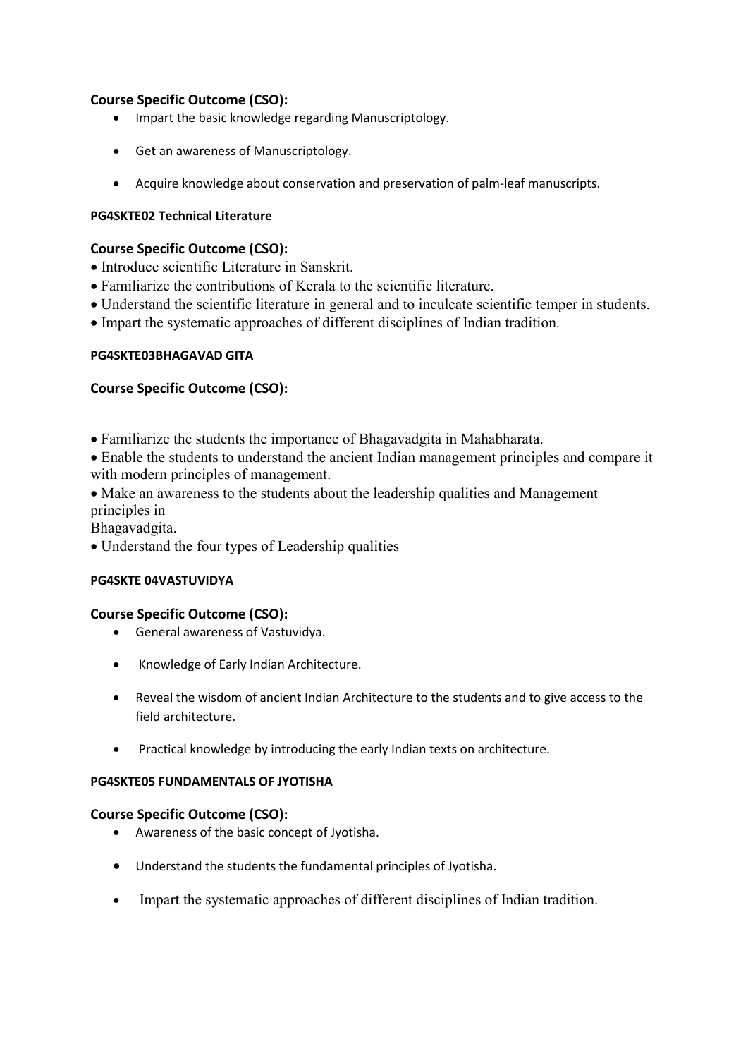**Course Specific Outcome (CSO):**

- Impart the basic knowledge regarding Manuscriptology.
- Get an awareness of Manuscriptology.
- Acquire knowledge about conservation and preservation of palm-leaf manuscripts.

**PG4SKTE02 Technical Literature**

**Course Specific Outcome (CSO):**

- Introduce scientific Literature in Sanskrit.
- Familiarize the contributions of Kerala to the scientific literature.
- Understand the scientific literature in general and to inculcate scientific temper in students.
- Impart the systematic approaches of different disciplines of Indian tradition.

**PG4SKTE03BHAGAVAD GITA**

**Course Specific Outcome (CSO):**

- Familiarize the students the importance of Bhagavadgita in Mahabharata.
- Enable the students to understand the ancient Indian management principles and compare it with modern principles of management.
- Make an awareness to the students about the leadership qualities and Management principles in Bhagavadgita.
- Understand the four types of Leadership qualities

**PG4SKTE 04VASTUVIDYA**

**Course Specific Outcome (CSO):**

- General awareness of Vastuvidya.
- Knowledge of Early Indian Architecture.
- Reveal the wisdom of ancient Indian Architecture to the students and to give access to the field architecture.
- Practical knowledge by introducing the early Indian texts on architecture.

**PG4SKTE05 FUNDAMENTALS OF JYOTISHA**

**Course Specific Outcome (CSO):**

- Awareness of the basic concept of Jyotisha.
- Understand the students the fundamental principles of Jyotisha.
- Impart the systematic approaches of different disciplines of Indian tradition.